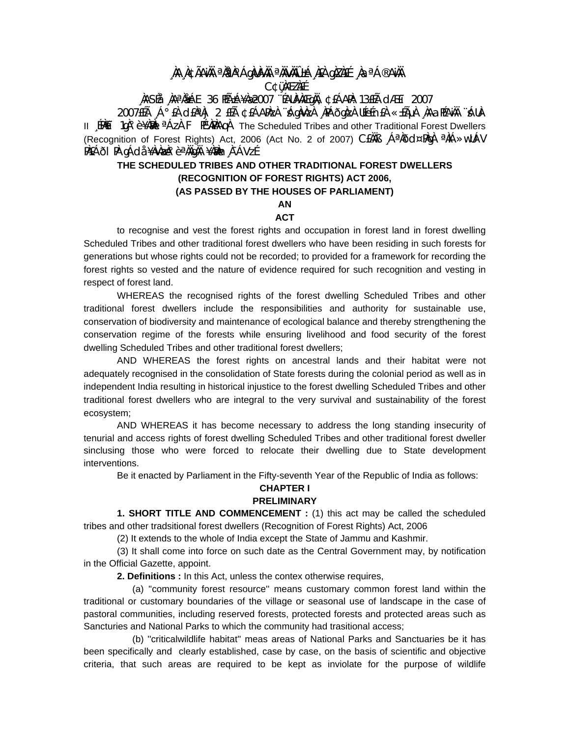¸ÀA¸À¢ÃAiÀÄ ªÀåªÀºÁgÀUÀ¼ÀÄ ªÀÄvÀÄÛ ±Á¸À£À gÀZÀ£É ¸ÀaªÁ®AiÀÄ

C¢ü¸ÀÆZÀ£É

¸ÀASÉå: ¸ÀAªÀå±ÁE 36 PÉÃ±ÁªÀ 2007 ¨ÉAUÀ¼ÀÆgÀÄ, ¢£ÁAPÀ: 13£Éà dÆ£ï 2007

2007£Éà ¸Á°£À d£ÀªÀj 2 £Éà ¢£ÁAPÀzÀ ¨sÁgÀvÀzÀ ¸ÀPÁðgÀzÀ UÉeÉmï£À «±ÉõÀ ¸ÀAaPÉAiÀÄ ¨sÁUÀ II ¸ÉPÀë£ï 1gÀ°è ¥ÀæPÀlªÁzÀ F PɼÀPÀAqÀ The Scheduled Tribes and other Traditional Forest Dwellers (Recognition of Forest Rights) Act, 2006 (Act No. 2 of 2007) C£ÀÄß ¸ÁªÀðd¤PÀgÀ ªÀiÁ»wUÁV PÀ£ÀßqÀ PÀgÀqÀ£ÀÄß ¥ÀæPÀn¸ÀÄwÛzÉ

**THE SCHEDULED TRIBES AND OTHER TRADITIONAL FOREST DWELLERS (RECOGNITION OF FOREST RIGHTS) ACT 2006,**

**(AS PASSED BY THE HOUSES OF PARLIAMENT)**

**AN**

**ACT**

to recognise and vest the forest rights and occupation in forest land in forest dwelling Scheduled Tribes and other traditional forest dwellers who have been residing in such forests for generations but whose rights could not be recorded; to provided for a framework for recording the forest rights so vested and the nature of evidence required for such recognition and vesting in respect of forest land.

WHEREAS the recognised rights of the forest dwelling Scheduled Tribes and other traditional forest dwellers include the responsibilities and authority for sustainable use, conservation of biodiversity and maintenance of ecological balance and thereby strengthening the conservation regime of the forests while ensuring livelihood and food security of the forest dwelling Scheduled Tribes and other traditional forest dwellers;

AND WHEREAS the forest rights on ancestral lands and their habitat were not adequately recognised in the consolidation of State forests during the colonial period as well as in independent India resulting in historical injustice to the forest dwelling Scheduled Tribes and other traditional forest dwellers who are integral to the very survival and sustainability of the forest ecosystem;

AND WHEREAS it has become necessary to address the long standing insecurity of tenurial and access rights of forest dwelling Scheduled Tribes and other traditional forest dweller sinclusing those who were forced to relocate their dwelling due to State development interventions.

Be it enacted by Parliament in the Fifty-seventh Year of the Republic of India as follows:

## CHAPTER I

## PRELIMINARY

**1. SHORT TITLE AND COMMENCEMENT :** (1) this act may be called the scheduled tribes and other tradsitional forest dwellers (Recognition of Forest Rights) Act, 2006

(2) It extends to the whole of India except the State of Jammu and Kashmir.

(3) It shall come into force on such date as the Central Government may, by notification in the Official Gazette, appoint.

**2. Definitions :** In this Act, unless the contex otherwise requires,

(a) "community forest resource" means customary common forest land within the traditional or customary boundaries of the village or seasonal use of landscape in the case of pastoral communities, including reserved forests, protected forests and protected areas such as Sancturies and National Parks to which the community had trasitional access;

(b) "criticalwildlife habitat" meas areas of National Parks and Sanctuaries be it has been specifically and clearly established, case by case, on the basis of scientific and objective criteria, that such areas are required to be kept as inviolate for the purpose of wildlife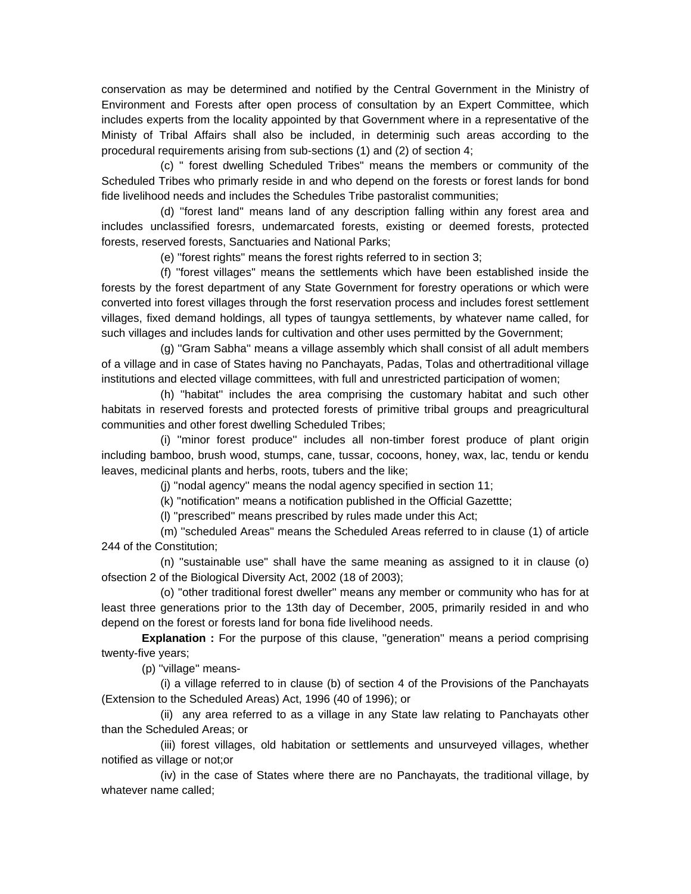conservation as may be determined and notified by the Central Government in the Ministry of Environment and Forests after open process of consultation by an Expert Committee, which includes experts from the locality appointed by that Government where in a representative of the Ministy of Tribal Affairs shall also be included, in determinig such areas according to the procedural requirements arising from sub-sections (1) and (2) of section 4;

(c) " forest dwelling Scheduled Tribes" means the members or community of the Scheduled Tribes who primarly reside in and who depend on the forests or forest lands for bond fide livelihood needs and includes the Schedules Tribe pastoralist communities;

(d) "forest land" means land of any description falling within any forest area and includes unclassified foresrs, undemarcated forests, existing or deemed forests, protected forests, reserved forests, Sanctuaries and National Parks;

(e) "forest rights" means the forest rights referred to in section 3;

(f) "forest villages" means the settlements which have been established inside the forests by the forest department of any State Government for forestry operations or which were converted into forest villages through the forst reservation process and includes forest settlement villages, fixed demand holdings, all types of taungya settlements, by whatever name called, for such villages and includes lands for cultivation and other uses permitted by the Government;

(g) "Gram Sabha" means a village assembly which shall consist of all adult members of a village and in case of States having no Panchayats, Padas, Tolas and othertraditional village institutions and elected village committees, with full and unrestricted participation of women;

(h) "habitat" includes the area comprising the customary habitat and such other habitats in reserved forests and protected forests of primitive tribal groups and preagricultural communities and other forest dwelling Scheduled Tribes;

(i) "minor forest produce" includes all non-timber forest produce of plant origin including bamboo, brush wood, stumps, cane, tussar, cocoons, honey, wax, lac, tendu or kendu leaves, medicinal plants and herbs, roots, tubers and the like;

(j) "nodal agency" means the nodal agency specified in section 11;

(k) "notification" means a notification published in the Official Gazettte;

(l) "prescribed" means prescribed by rules made under this Act;

(m) "scheduled Areas" means the Scheduled Areas referred to in clause (1) of article 244 of the Constitution;

(n) "sustainable use" shall have the same meaning as assigned to it in clause (o) ofsection 2 of the Biological Diversity Act, 2002 (18 of 2003);

(o) "other traditional forest dweller" means any member or community who has for at least three generations prior to the 13th day of December, 2005, primarily resided in and who depend on the forest or forests land for bona fide livelihood needs.

**Explanation :** For the purpose of this clause, "generation" means a period comprising twenty-five years;

(p) "village" means-

(i) a village referred to in clause (b) of section 4 of the Provisions of the Panchayats (Extension to the Scheduled Areas) Act, 1996 (40 of 1996); or

(ii) any area referred to as a village in any State law relating to Panchayats other than the Scheduled Areas; or

(iii) forest villages, old habitation or settlements and unsurveyed villages, whether notified as village or not;or

(iv) in the case of States where there are no Panchayats, the traditional village, by whatever name called;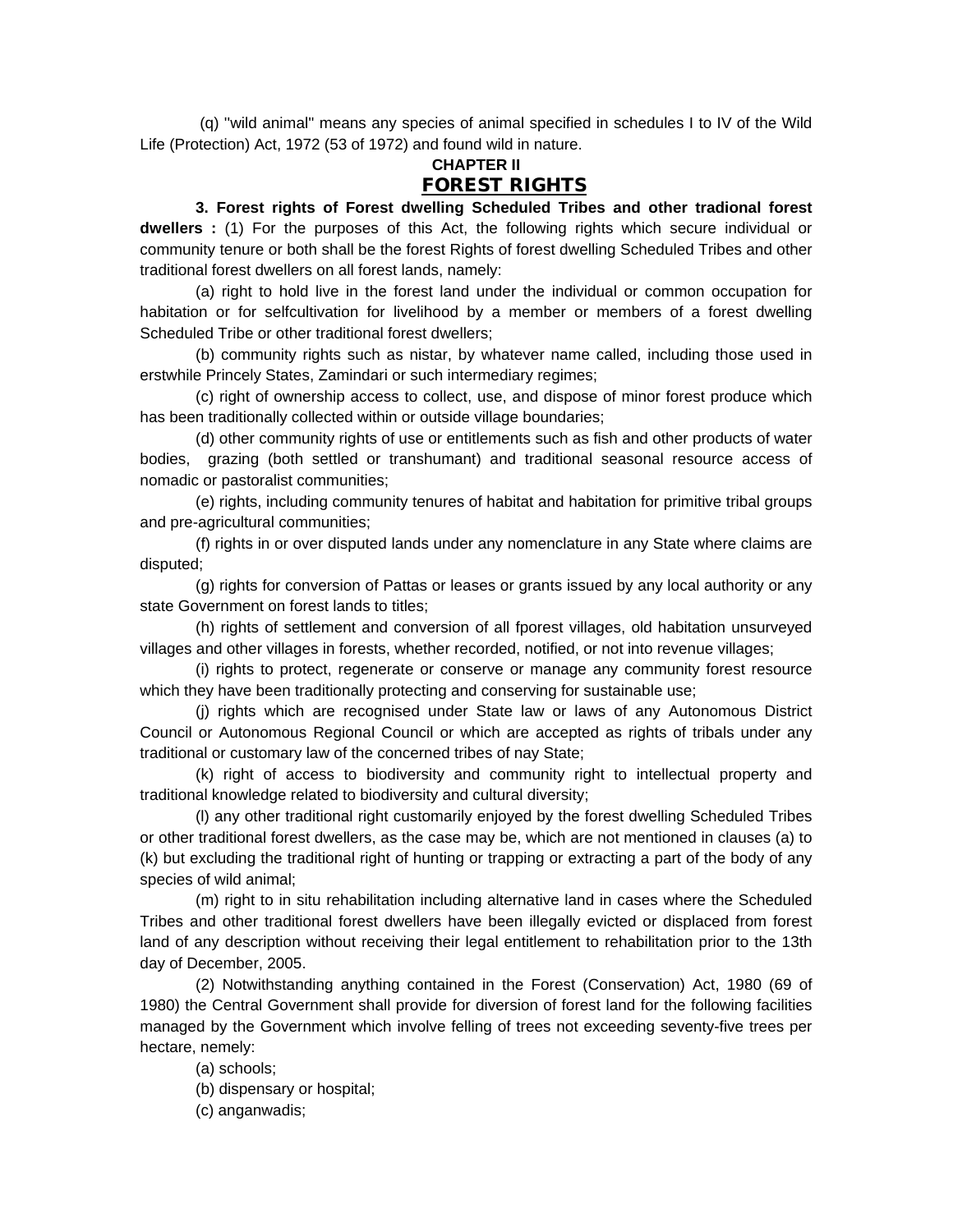(q) "wild animal" means any species of animal specified in schedules I to IV of the Wild Life (Protection) Act, 1972 (53 of 1972) and found wild in nature.

## CHAPTER II

## FOREST RIGHTS

**3. Forest rights of Forest dwelling Scheduled Tribes and other tradional forest dwellers :** (1) For the purposes of this Act, the following rights which secure individual or community tenure or both shall be the forest Rights of forest dwelling Scheduled Tribes and other traditional forest dwellers on all forest lands, namely:

(a) right to hold live in the forest land under the individual or common occupation for habitation or for selfcultivation for livelihood by a member or members of a forest dwelling Scheduled Tribe or other traditional forest dwellers;

(b) community rights such as nistar, by whatever name called, including those used in erstwhile Princely States, Zamindari or such intermediary regimes;

(c) right of ownership access to collect, use, and dispose of minor forest produce which has been traditionally collected within or outside village boundaries;

(d) other community rights of use or entitlements such as fish and other products of water bodies, grazing (both settled or transhumant) and traditional seasonal resource access of nomadic or pastoralist communities;

(e) rights, including community tenures of habitat and habitation for primitive tribal groups and pre-agricultural communities;

(f) rights in or over disputed lands under any nomenclature in any State where claims are disputed;

(g) rights for conversion of Pattas or leases or grants issued by any local authority or any state Government on forest lands to titles;

(h) rights of settlement and conversion of all fporest villages, old habitation unsurveyed villages and other villages in forests, whether recorded, notified, or not into revenue villages;

(i) rights to protect, regenerate or conserve or manage any community forest resource which they have been traditionally protecting and conserving for sustainable use;

(j) rights which are recognised under State law or laws of any Autonomous District Council or Autonomous Regional Council or which are accepted as rights of tribals under any traditional or customary law of the concerned tribes of nay State;

(k) right of access to biodiversity and community right to intellectual property and traditional knowledge related to biodiversity and cultural diversity;

(l) any other traditional right customarily enjoyed by the forest dwelling Scheduled Tribes or other traditional forest dwellers, as the case may be, which are not mentioned in clauses (a) to (k) but excluding the traditional right of hunting or trapping or extracting a part of the body of any species of wild animal;

(m) right to in situ rehabilitation including alternative land in cases where the Scheduled Tribes and other traditional forest dwellers have been illegally evicted or displaced from forest land of any description without receiving their legal entitlement to rehabilitation prior to the 13th day of December, 2005.

(2) Notwithstanding anything contained in the Forest (Conservation) Act, 1980 (69 of 1980) the Central Government shall provide for diversion of forest land for the following facilities managed by the Government which involve felling of trees not exceeding seventy-five trees per hectare, nemely:

(a) schools;

(b) dispensary or hospital;

(c) anganwadis;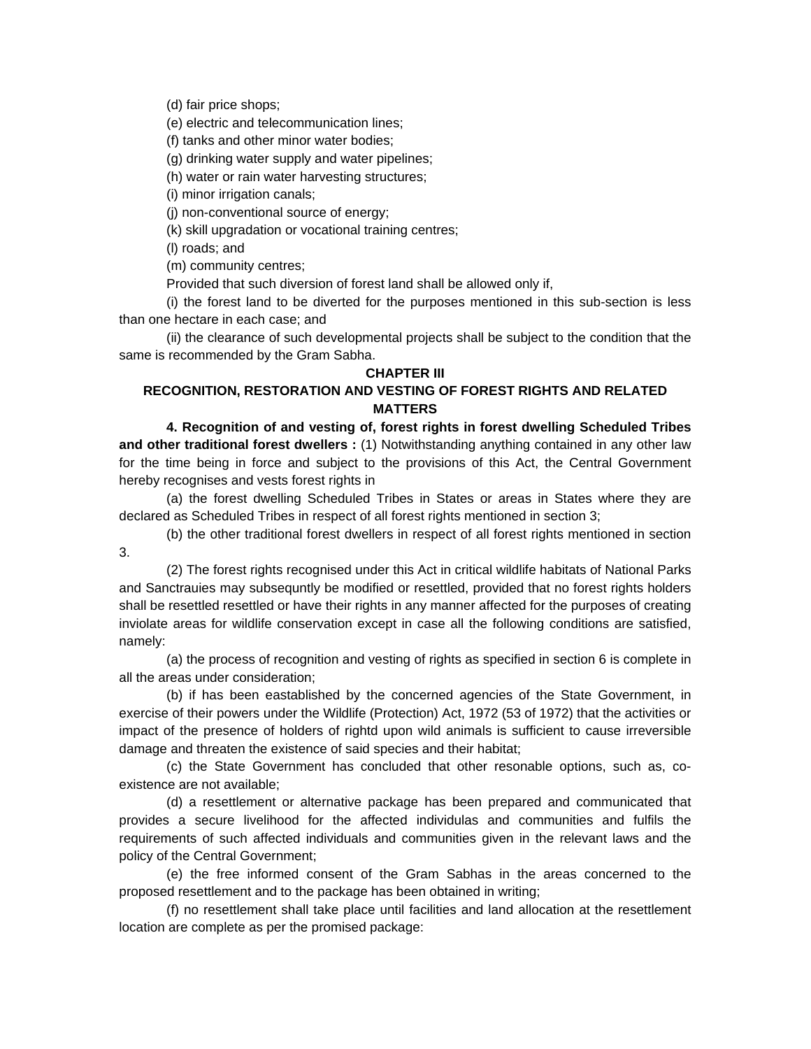(d) fair price shops;

(e) electric and telecommunication lines;

(f) tanks and other minor water bodies;

(g) drinking water supply and water pipelines;

(h) water or rain water harvesting structures;

(i) minor irrigation canals;

(j) non-conventional source of energy;

(k) skill upgradation or vocational training centres;

(l) roads; and

(m) community centres;

Provided that such diversion of forest land shall be allowed only if,

(i) the forest land to be diverted for the purposes mentioned in this sub-section is less than one hectare in each case; and

(ii) the clearance of such developmental projects shall be subject to the condition that the same is recommended by the Gram Sabha.

## CHAPTER III

## RECOGNITION, RESTORATION AND VESTING OF FOREST RIGHTS AND RELATED MATTERS

**4. Recognition of and vesting of, forest rights in forest dwelling Scheduled Tribes and other traditional forest dwellers :** (1) Notwithstanding anything contained in any other law for the time being in force and subject to the provisions of this Act, the Central Government hereby recognises and vests forest rights in

(a) the forest dwelling Scheduled Tribes in States or areas in States where they are declared as Scheduled Tribes in respect of all forest rights mentioned in section 3;

(b) the other traditional forest dwellers in respect of all forest rights mentioned in section 3.

(2) The forest rights recognised under this Act in critical wildlife habitats of National Parks and Sanctrauies may subsequntly be modified or resettled, provided that no forest rights holders shall be resettled resettled or have their rights in any manner affected for the purposes of creating inviolate areas for wildlife conservation except in case all the following conditions are satisfied, namely:

(a) the process of recognition and vesting of rights as specified in section 6 is complete in all the areas under consideration;

(b) if has been eastablished by the concerned agencies of the State Government, in exercise of their powers under the Wildlife (Protection) Act, 1972 (53 of 1972) that the activities or impact of the presence of holders of rightd upon wild animals is sufficient to cause irreversible damage and threaten the existence of said species and their habitat;

(c) the State Government has concluded that other resonable options, such as, co-existence are not available;

(d) a resettlement or alternative package has been prepared and communicated that provides a secure livelihood for the affected individulas and communities and fulfils the requirements of such affected individuals and communities given in the relevant laws and the policy of the Central Government;

(e) the free informed consent of the Gram Sabhas in the areas concerned to the proposed resettlement and to the package has been obtained in writing;

(f) no resettlement shall take place until facilities and land allocation at the resettlement location are complete as per the promised package: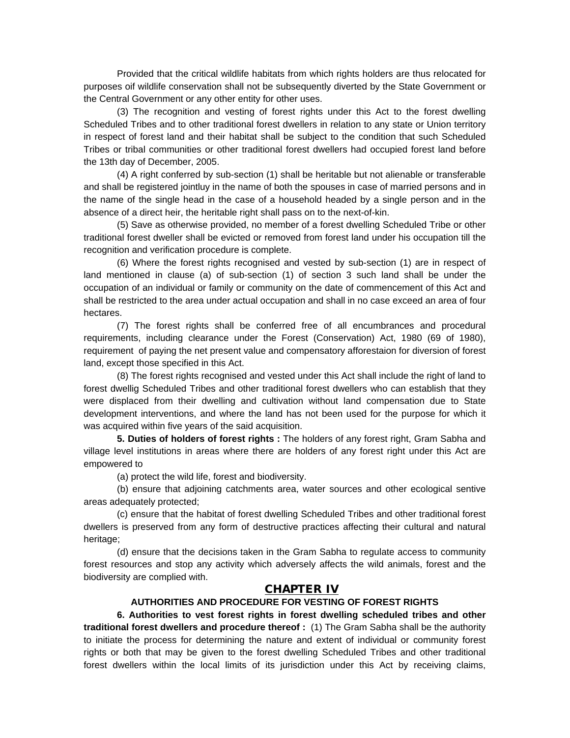Provided that the critical wildlife habitats from which rights holders are thus relocated for purposes oif wildlife conservation shall not be subsequently diverted by the State Government or the Central Government or any other entity for other uses.

(3) The recognition and vesting of forest rights under this Act to the forest dwelling Scheduled Tribes and to other traditional forest dwellers in relation to any state or Union territory in respect of forest land and their habitat shall be subject to the condition that such Scheduled Tribes or tribal communities or other traditional forest dwellers had occupied forest land before the 13th day of December, 2005.

(4) A right conferred by sub-section (1) shall be heritable but not alienable or transferable and shall be registered jointluy in the name of both the spouses in case of married persons and in the name of the single head in the case of a household headed by a single person and in the absence of a direct heir, the heritable right shall pass on to the next-of-kin.

(5) Save as otherwise provided, no member of a forest dwelling Scheduled Tribe or other traditional forest dweller shall be evicted or removed from forest land under his occupation till the recognition and verification procedure is complete.

(6) Where the forest rights recognised and vested by sub-section (1) are in respect of land mentioned in clause (a) of sub-section (1) of section 3 such land shall be under the occupation of an individual or family or community on the date of commencement of this Act and shall be restricted to the area under actual occupation and shall in no case exceed an area of four hectares.

(7) The forest rights shall be conferred free of all encumbrances and procedural requirements, including clearance under the Forest (Conservation) Act, 1980 (69 of 1980), requirement of paying the net present value and compensatory afforestaion for diversion of forest land, except those specified in this Act.

(8) The forest rights recognised and vested under this Act shall include the right of land to forest dwellig Scheduled Tribes and other traditional forest dwellers who can establish that they were displaced from their dwelling and cultivation without land compensation due to State development interventions, and where the land has not been used for the purpose for which it was acquired within five years of the said acquisition.

**5. Duties of holders of forest rights :** The holders of any forest right, Gram Sabha and village level institutions in areas where there are holders of any forest right under this Act are empowered to

(a) protect the wild life, forest and biodiversity.

(b) ensure that adjoining catchments area, water sources and other ecological sentive areas adequately protected;

(c) ensure that the habitat of forest dwelling Scheduled Tribes and other traditional forest dwellers is preserved from any form of destructive practices affecting their cultural and natural heritage;

(d) ensure that the decisions taken in the Gram Sabha to regulate access to community forest resources and stop any activity which adversely affects the wild animals, forest and the biodiversity are complied with.

## CHAPTER IV

### AUTHORITIES AND PROCEDURE FOR VESTING OF FOREST RIGHTS

**6. Authorities to vest forest rights in forest dwelling scheduled tribes and other traditional forest dwellers and procedure thereof :** (1) The Gram Sabha shall be the authority to initiate the process for determining the nature and extent of individual or community forest rights or both that may be given to the forest dwelling Scheduled Tribes and other traditional forest dwellers within the local limits of its jurisdiction under this Act by receiving claims,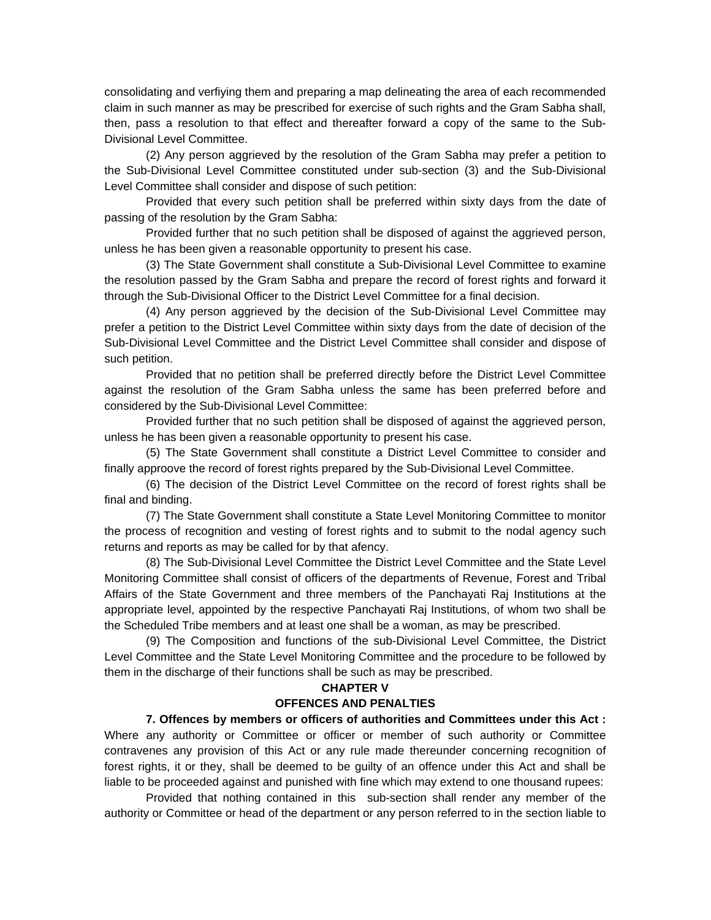consolidating and verfiying them and preparing a map delineating the area of each recommended claim in such manner as may be prescribed for exercise of such rights and the Gram Sabha shall, then, pass a resolution to that effect and thereafter forward a copy of the same to the Sub-Divisional Level Committee.

(2) Any person aggrieved by the resolution of the Gram Sabha may prefer a petition to the Sub-Divisional Level Committee constituted under sub-section (3) and the Sub-Divisional Level Committee shall consider and dispose of such petition:

Provided that every such petition shall be preferred within sixty days from the date of passing of the resolution by the Gram Sabha:

Provided further that no such petition shall be disposed of against the aggrieved person, unless he has been given a reasonable opportunity to present his case.

(3) The State Government shall constitute a Sub-Divisional Level Committee to examine the resolution passed by the Gram Sabha and prepare the record of forest rights and forward it through the Sub-Divisional Officer to the District Level Committee for a final decision.

(4) Any person aggrieved by the decision of the Sub-Divisional Level Committee may prefer a petition to the District Level Committee within sixty days from the date of decision of the Sub-Divisional Level Committee and the District Level Committee shall consider and dispose of such petition.

Provided that no petition shall be preferred directly before the District Level Committee against the resolution of the Gram Sabha unless the same has been preferred before and considered by the Sub-Divisional Level Committee:

Provided further that no such petition shall be disposed of against the aggrieved person, unless he has been given a reasonable opportunity to present his case.

(5) The State Government shall constitute a District Level Committee to consider and finally approove the record of forest rights prepared by the Sub-Divisional Level Committee.

(6) The decision of the District Level Committee on the record of forest rights shall be final and binding.

(7) The State Government shall constitute a State Level Monitoring Committee to monitor the process of recognition and vesting of forest rights and to submit to the nodal agency such returns and reports as may be called for by that afency.

(8) The Sub-Divisional Level Committee the District Level Committee and the State Level Monitoring Committee shall consist of officers of the departments of Revenue, Forest and Tribal Affairs of the State Government and three members of the Panchayati Raj Institutions at the appropriate level, appointed by the respective Panchayati Raj Institutions, of whom two shall be the Scheduled Tribe members and at least one shall be a woman, as may be prescribed.

(9) The Composition and functions of the sub-Divisional Level Committee, the District Level Committee and the State Level Monitoring Committee and the procedure to be followed by them in the discharge of their functions shall be such as may be prescribed.

## CHAPTER V

## OFFENCES AND PENALTIES

**7. Offences by members or officers of authorities and Committees under this Act :** Where any authority or Committee or officer or member of such authority or Committee contravenes any provision of this Act or any rule made thereunder concerning recognition of forest rights, it or they, shall be deemed to be guilty of an offence under this Act and shall be liable to be proceeded against and punished with fine which may extend to one thousand rupees:

Provided that nothing contained in this sub-section shall render any member of the authority or Committee or head of the department or any person referred to in the section liable to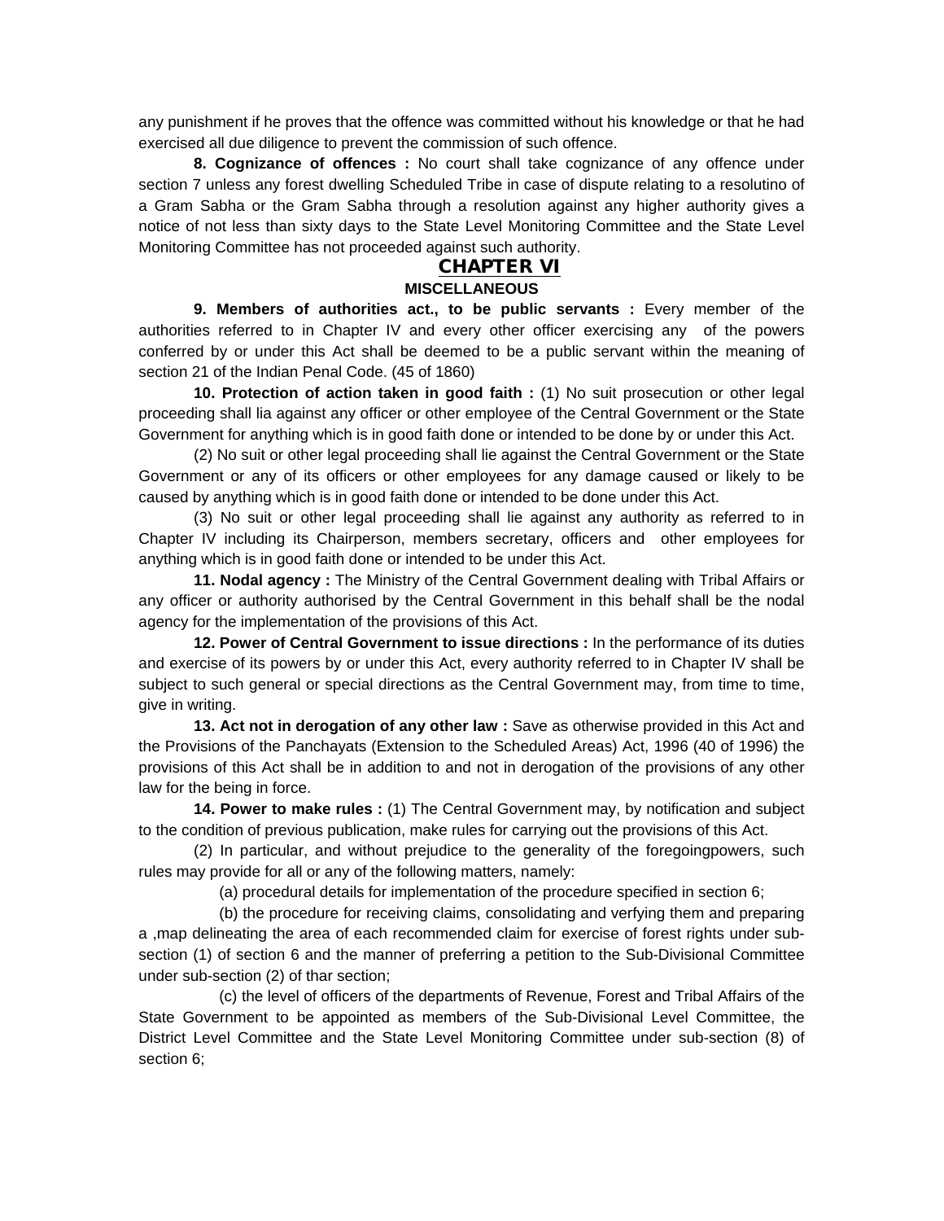any punishment if he proves that the offence was committed without his knowledge or that he had exercised all due diligence to prevent the commission of such offence.

**8. Cognizance of offences :** No court shall take cognizance of any offence under section 7 unless any forest dwelling Scheduled Tribe in case of dispute relating to a resolutino of a Gram Sabha or the Gram Sabha through a resolution against any higher authority gives a notice of not less than sixty days to the State Level Monitoring Committee and the State Level Monitoring Committee has not proceeded against such authority.

## CHAPTER VI

### MISCELLANEOUS

**9. Members of authorities act., to be public servants :** Every member of the authorities referred to in Chapter IV and every other officer exercising any of the powers conferred by or under this Act shall be deemed to be a public servant within the meaning of section 21 of the Indian Penal Code. (45 of 1860)

**10. Protection of action taken in good faith :** (1) No suit prosecution or other legal proceeding shall lia against any officer or other employee of the Central Government or the State Government for anything which is in good faith done or intended to be done by or under this Act.

(2) No suit or other legal proceeding shall lie against the Central Government or the State Government or any of its officers or other employees for any damage caused or likely to be caused by anything which is in good faith done or intended to be done under this Act.

(3) No suit or other legal proceeding shall lie against any authority as referred to in Chapter IV including its Chairperson, members secretary, officers and other employees for anything which is in good faith done or intended to be under this Act.

**11. Nodal agency :** The Ministry of the Central Government dealing with Tribal Affairs or any officer or authority authorised by the Central Government in this behalf shall be the nodal agency for the implementation of the provisions of this Act.

**12. Power of Central Government to issue directions :** In the performance of its duties and exercise of its powers by or under this Act, every authority referred to in Chapter IV shall be subject to such general or special directions as the Central Government may, from time to time, give in writing.

**13. Act not in derogation of any other law :** Save as otherwise provided in this Act and the Provisions of the Panchayats (Extension to the Scheduled Areas) Act, 1996 (40 of 1996) the provisions of this Act shall be in addition to and not in derogation of the provisions of any other law for the being in force.

**14. Power to make rules :** (1) The Central Government may, by notification and subject to the condition of previous publication, make rules for carrying out the provisions of this Act.

(2) In particular, and without prejudice to the generality of the foregoingpowers, such rules may provide for all or any of the following matters, namely:

(a) procedural details for implementation of the procedure specified in section 6;

(b) the procedure for receiving claims, consolidating and verfying them and preparing a ,map delineating the area of each recommended claim for exercise of forest rights under sub-section (1) of section 6 and the manner of preferring a petition to the Sub-Divisional Committee under sub-section (2) of thar section;

(c) the level of officers of the departments of Revenue, Forest and Tribal Affairs of the State Government to be appointed as members of the Sub-Divisional Level Committee, the District Level Committee and the State Level Monitoring Committee under sub-section (8) of section 6;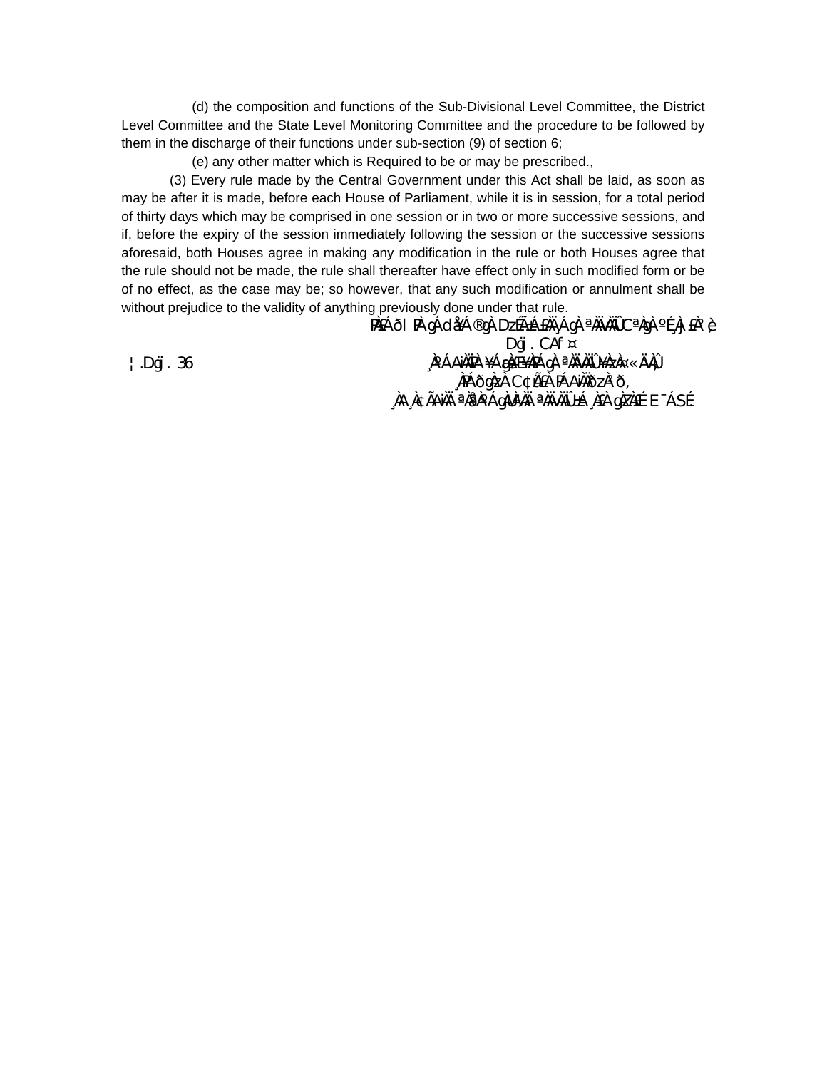(d) the composition and functions of the Sub-Divisional Level Committee, the District Level Committee and the State Level Monitoring Committee and the procedure to be followed by them in the discharge of their functions under sub-section (9) of section 6;

(e) any other matter which is Required to be or may be prescribed.,

(3) Every rule made by the Central Government under this Act shall be laid, as soon as may be after it is made, before each House of Parliament, while it is in session, for a total period of thirty days which may be comprised in one session or in two or more successive sessions, and if, before the expiry of the session immediately following the session or the successive sessions aforesaid, both Houses agree in making any modification in the rule or both Houses agree that the rule should not be made, the rule shall thereafter have effect only in such modified form or be of no effect, as the case may be; so however, that any such modification or annulment shall be without prejudice to the validity of anything previously done under that rule.

PÀ£ÁðlPÀ gÁdå¥Á®gÀ DzÉñÁ£ÀĸÁgÀ ªÀÄvÀÄÛ CªÀgÀ ºÉ¸Àj£À°è

Dgï. CAf¤

¦.Dgï. 36

¸ÀPÁðgÀzÀ ¥ÀzÀ¤«ÄvÀ ªÀÄvÀÄÛ C¢üãÀ PÁAiÀÄðzÀ²ð,

PÁ£ÀÆ£ÀÄ, ¸ÀA¸À¢ÃAiÀÄ ªÀåªÀºÁgÀUÀ¼ÀÄ ªÀÄvÀÄÛ ±Á¸À£À gÀZÀ£É E¯ÁSÉ